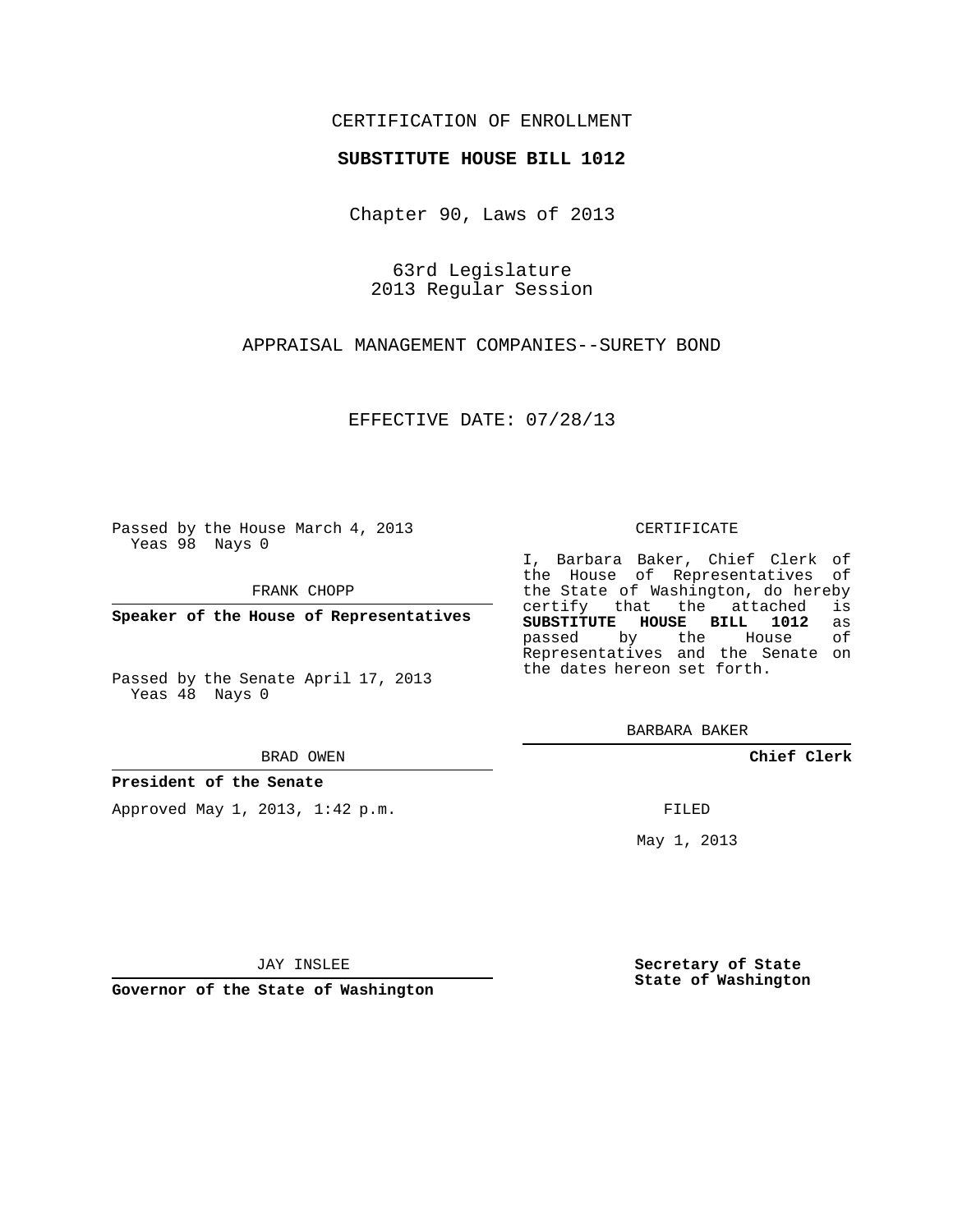CERTIFICATION OF ENROLLMENT

**SUBSTITUTE HOUSE BILL 1012**

Chapter 90, Laws of 2013

63rd Legislature
2013 Regular Session

APPRAISAL MANAGEMENT COMPANIES--SURETY BOND

EFFECTIVE DATE: 07/28/13

Passed by the House March 4, 2013
Yeas 98 Nays 0

FRANK CHOPP

**Speaker of the House of Representatives**

Passed by the Senate April 17, 2013
Yeas 48 Nays 0

BRAD OWEN

**President of the Senate**

Approved May 1, 2013, 1:42 p.m.

JAY INSLEE

**Governor of the State of Washington**

CERTIFICATE

I, Barbara Baker, Chief Clerk of the House of Representatives of the State of Washington, do hereby certify that the attached is **SUBSTITUTE HOUSE BILL 1012** as passed by the House of Representatives and the Senate on the dates hereon set forth.

BARBARA BAKER

**Chief Clerk**

FILED

May 1, 2013

**Secretary of State**
**State of Washington**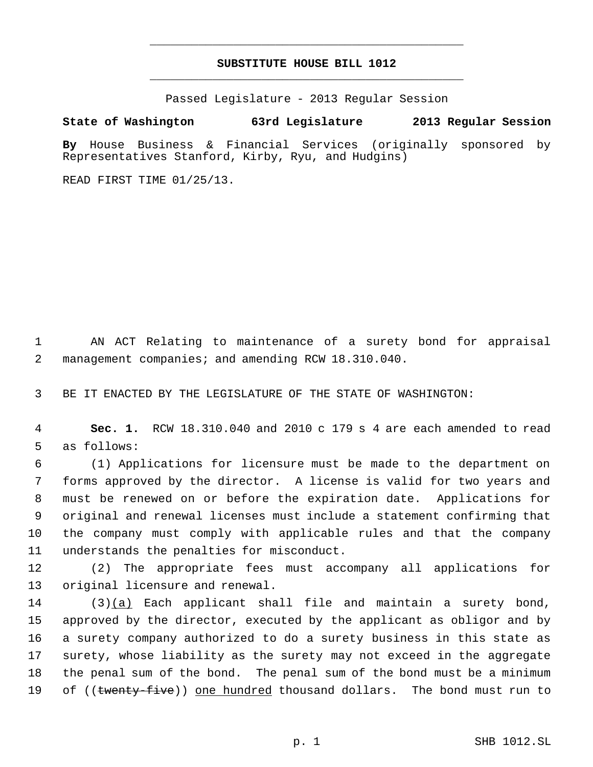# SUBSTITUTE HOUSE BILL 1012

Passed Legislature - 2013 Regular Session

**State of Washington 63rd Legislature 2013 Regular Session**

**By** House Business & Financial Services (originally sponsored by Representatives Stanford, Kirby, Ryu, and Hudgins)

READ FIRST TIME 01/25/13.

1 AN ACT Relating to maintenance of a surety bond for appraisal
2 management companies; and amending RCW 18.310.040.

3 BE IT ENACTED BY THE LEGISLATURE OF THE STATE OF WASHINGTON:

4 **Sec. 1.** RCW 18.310.040 and 2010 c 179 s 4 are each amended to read
5 as follows:

6 (1) Applications for licensure must be made to the department on
7 forms approved by the director. A license is valid for two years and
8 must be renewed on or before the expiration date. Applications for
9 original and renewal licenses must include a statement confirming that
10 the company must comply with applicable rules and that the company
11 understands the penalties for misconduct.

12 (2) The appropriate fees must accompany all applications for
13 original licensure and renewal.

14 (3)<u>(a)</u> Each applicant shall file and maintain a surety bond,
15 approved by the director, executed by the applicant as obligor and by
16 a surety company authorized to do a surety business in this state as
17 surety, whose liability as the surety may not exceed in the aggregate
18 the penal sum of the bond. The penal sum of the bond must be a minimum
19 of ((~~twenty-five~~)) <u>one hundred</u> thousand dollars. The bond must run to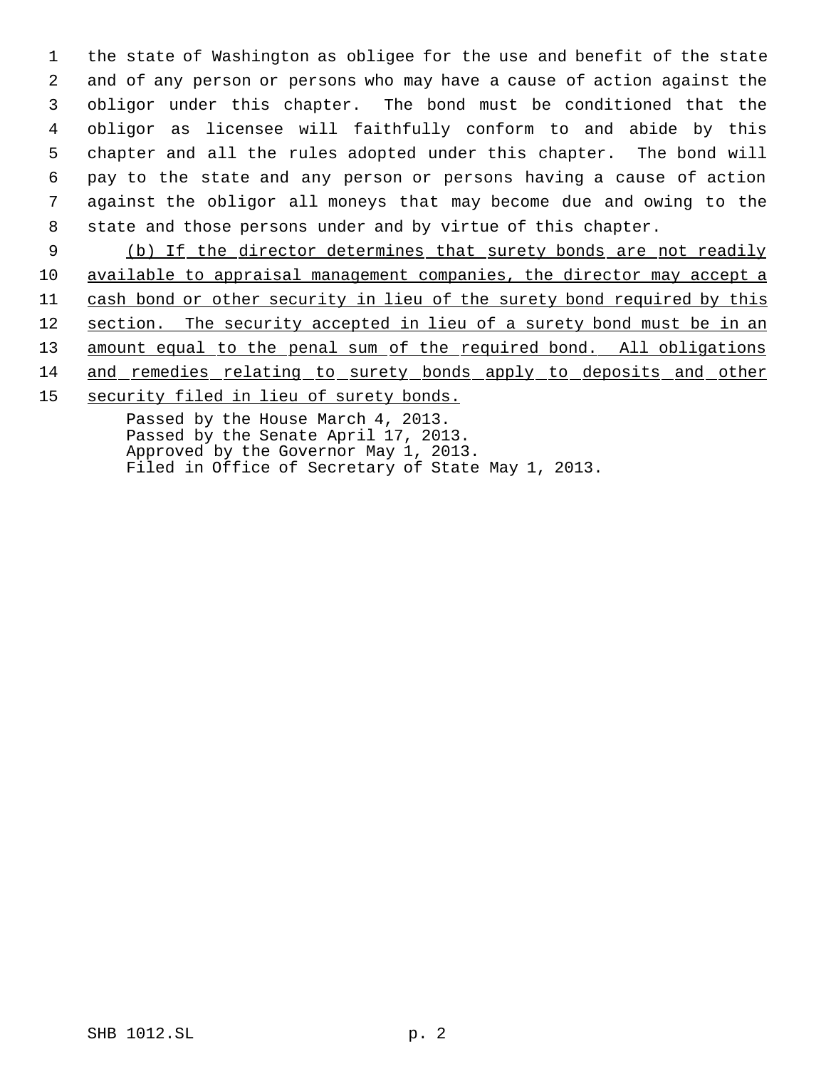the state of Washington as obligee for the use and benefit of the state and of any person or persons who may have a cause of action against the obligor under this chapter. The bond must be conditioned that the obligor as licensee will faithfully conform to and abide by this chapter and all the rules adopted under this chapter. The bond will pay to the state and any person or persons having a cause of action against the obligor all moneys that may become due and owing to the state and those persons under and by virtue of this chapter.

(b) If the director determines that surety bonds are not readily available to appraisal management companies, the director may accept a cash bond or other security in lieu of the surety bond required by this section. The security accepted in lieu of a surety bond must be in an amount equal to the penal sum of the required bond. All obligations and remedies relating to surety bonds apply to deposits and other security filed in lieu of surety bonds.

Passed by the House March 4, 2013.
Passed by the Senate April 17, 2013.
Approved by the Governor May 1, 2013.
Filed in Office of Secretary of State May 1, 2013.